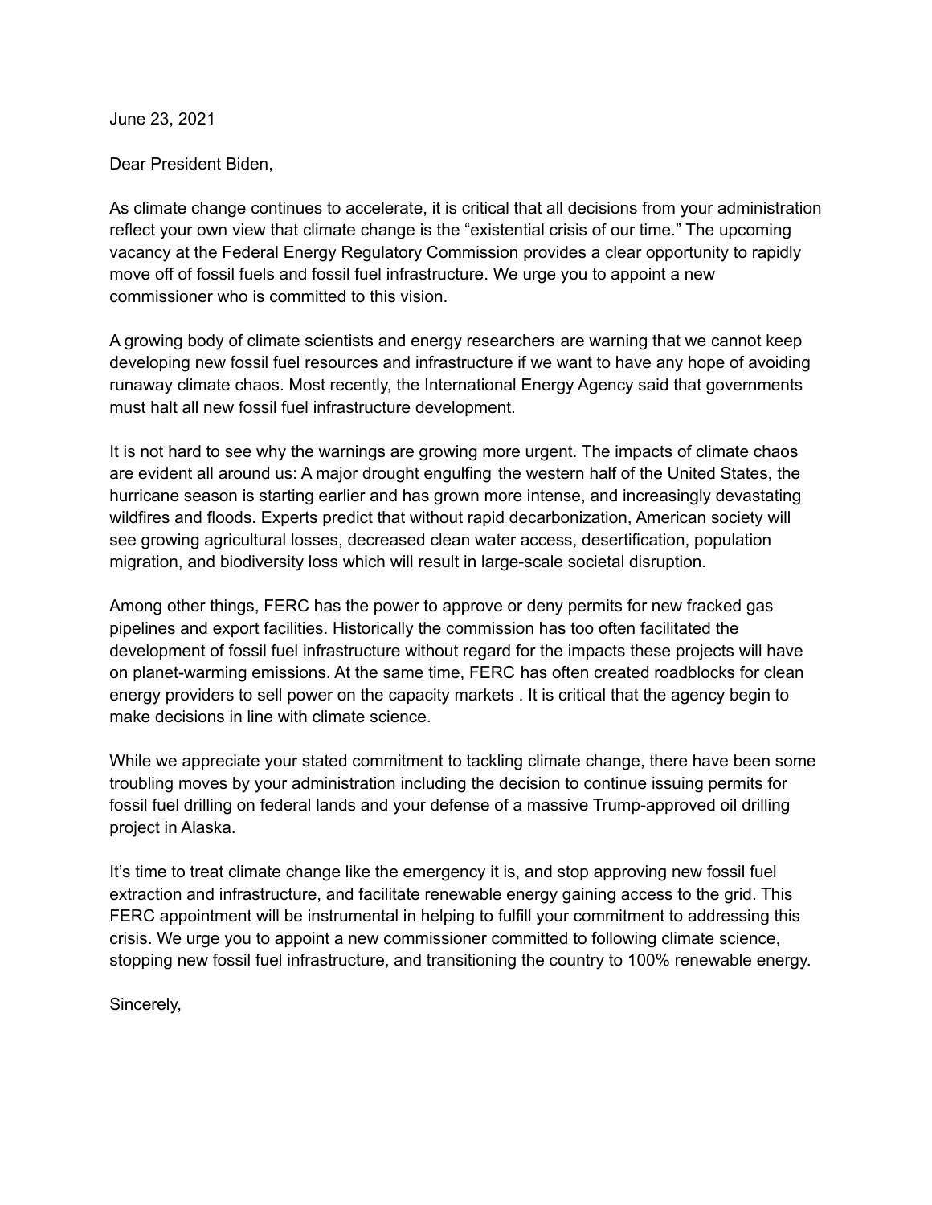June 23, 2021

Dear President Biden,

As climate change continues to accelerate, it is critical that all decisions from your administration reflect your own view that climate change is the "existential crisis of our time." The upcoming vacancy at the Federal Energy Regulatory Commission provides a clear opportunity to rapidly move off of fossil fuels and fossil fuel infrastructure. We urge you to appoint a new commissioner who is committed to this vision.

A growing body of climate scientists and energy researchers are warning that we cannot keep developing new fossil fuel resources and infrastructure if we want to have any hope of avoiding runaway climate chaos. Most recently, the International Energy Agency said that governments must halt all new fossil fuel infrastructure development.

It is not hard to see why the warnings are growing more urgent. The impacts of climate chaos are evident all around us: A major drought engulfing the western half of the United States, the hurricane season is starting earlier and has grown more intense, and increasingly devastating wildfires and floods. Experts predict that without rapid decarbonization, American society will see growing agricultural losses, decreased clean water access, desertification, population migration, and biodiversity loss which will result in large-scale societal disruption.

Among other things, FERC has the power to approve or deny permits for new fracked gas pipelines and export facilities. Historically the commission has too often facilitated the development of fossil fuel infrastructure without regard for the impacts these projects will have on planet-warming emissions. At the same time, FERC has often created roadblocks for clean energy providers to sell power on the capacity markets . It is critical that the agency begin to make decisions in line with climate science.

While we appreciate your stated commitment to tackling climate change, there have been some troubling moves by your administration including the decision to continue issuing permits for fossil fuel drilling on federal lands and your defense of a massive Trump-approved oil drilling project in Alaska.

It's time to treat climate change like the emergency it is, and stop approving new fossil fuel extraction and infrastructure, and facilitate renewable energy gaining access to the grid. This FERC appointment will be instrumental in helping to fulfill your commitment to addressing this crisis. We urge you to appoint a new commissioner committed to following climate science, stopping new fossil fuel infrastructure, and transitioning the country to 100% renewable energy.

Sincerely,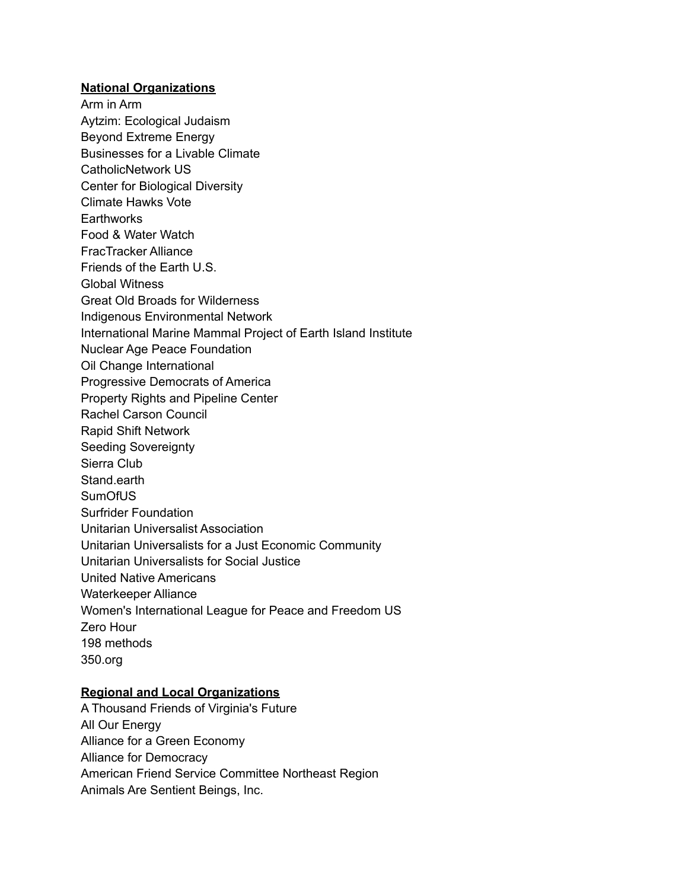**<u>National Organizations</u>**

Arm in Arm
Aytzim: Ecological Judaism
Beyond Extreme Energy
Businesses for a Livable Climate
CatholicNetwork US
Center for Biological Diversity
Climate Hawks Vote
Earthworks
Food & Water Watch
FracTracker Alliance
Friends of the Earth U.S.
Global Witness
Great Old Broads for Wilderness
Indigenous Environmental Network
International Marine Mammal Project of Earth Island Institute
Nuclear Age Peace Foundation
Oil Change International
Progressive Democrats of America
Property Rights and Pipeline Center
Rachel Carson Council
Rapid Shift Network
Seeding Sovereignty
Sierra Club
Stand.earth
SumOfUS
Surfrider Foundation
Unitarian Universalist Association
Unitarian Universalists for a Just Economic Community
Unitarian Universalists for Social Justice
United Native Americans
Waterkeeper Alliance
Women's International League for Peace and Freedom US
Zero Hour
198 methods
350.org

**<u>Regional and Local Organizations</u>**

A Thousand Friends of Virginia's Future
All Our Energy
Alliance for a Green Economy
Alliance for Democracy
American Friend Service Committee Northeast Region
Animals Are Sentient Beings, Inc.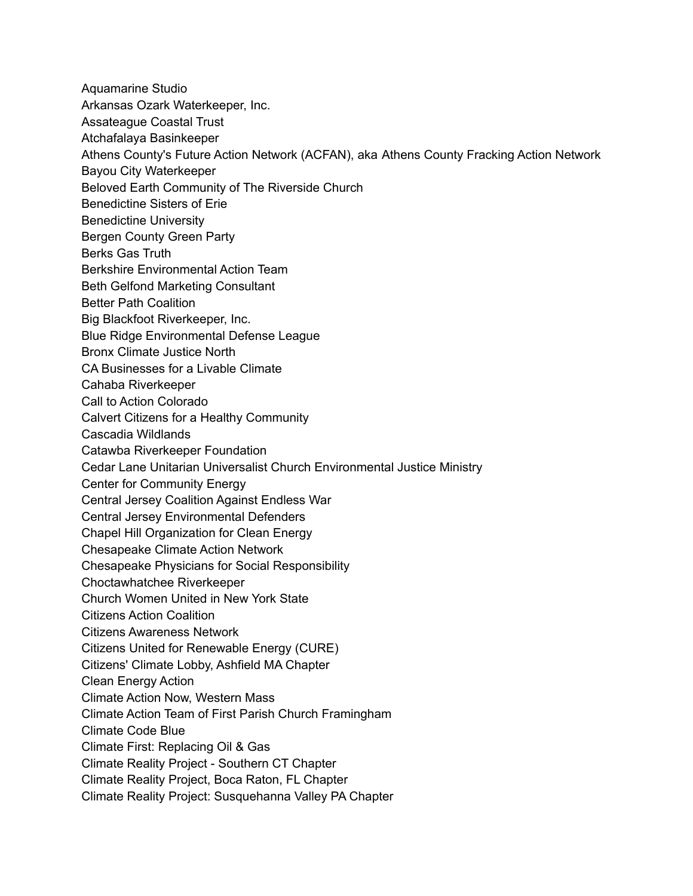Aquamarine Studio
Arkansas Ozark Waterkeeper, Inc.
Assateague Coastal Trust
Atchafalaya Basinkeeper
Athens County's Future Action Network (ACFAN), aka Athens County Fracking Action Network
Bayou City Waterkeeper
Beloved Earth Community of The Riverside Church
Benedictine Sisters of Erie
Benedictine University
Bergen County Green Party
Berks Gas Truth
Berkshire Environmental Action Team
Beth Gelfond Marketing Consultant
Better Path Coalition
Big Blackfoot Riverkeeper, Inc.
Blue Ridge Environmental Defense League
Bronx Climate Justice North
CA Businesses for a Livable Climate
Cahaba Riverkeeper
Call to Action Colorado
Calvert Citizens for a Healthy Community
Cascadia Wildlands
Catawba Riverkeeper Foundation
Cedar Lane Unitarian Universalist Church Environmental Justice Ministry
Center for Community Energy
Central Jersey Coalition Against Endless War
Central Jersey Environmental Defenders
Chapel Hill Organization for Clean Energy
Chesapeake Climate Action Network
Chesapeake Physicians for Social Responsibility
Choctawhatchee Riverkeeper
Church Women United in New York State
Citizens Action Coalition
Citizens Awareness Network
Citizens United for Renewable Energy (CURE)
Citizens' Climate Lobby, Ashfield MA Chapter
Clean Energy Action
Climate Action Now, Western Mass
Climate Action Team of First Parish Church Framingham
Climate Code Blue
Climate First: Replacing Oil & Gas
Climate Reality Project - Southern CT Chapter
Climate Reality Project, Boca Raton, FL Chapter
Climate Reality Project: Susquehanna Valley PA Chapter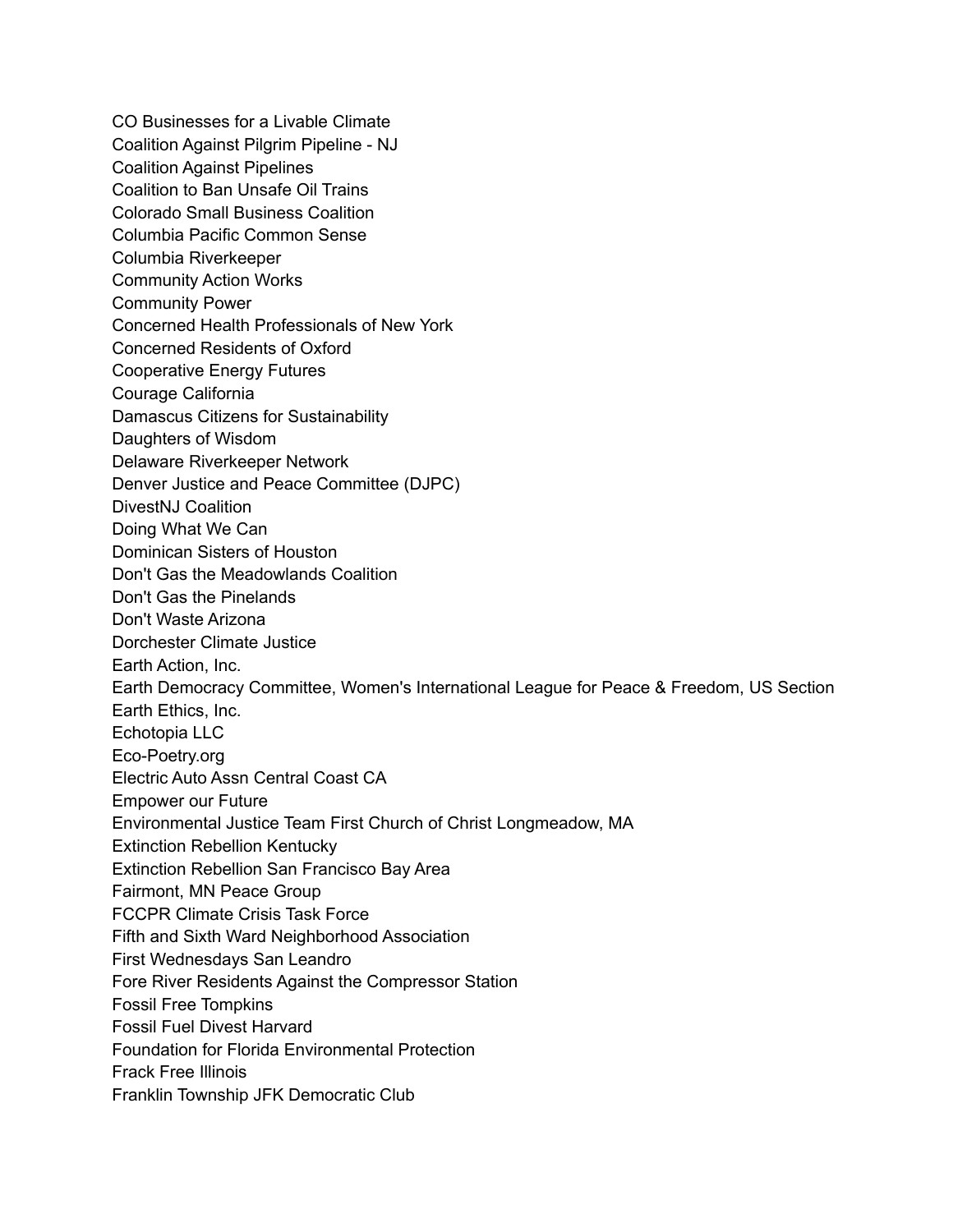CO Businesses for a Livable Climate
Coalition Against Pilgrim Pipeline - NJ
Coalition Against Pipelines
Coalition to Ban Unsafe Oil Trains
Colorado Small Business Coalition
Columbia Pacific Common Sense
Columbia Riverkeeper
Community Action Works
Community Power
Concerned Health Professionals of New York
Concerned Residents of Oxford
Cooperative Energy Futures
Courage California
Damascus Citizens for Sustainability
Daughters of Wisdom
Delaware Riverkeeper Network
Denver Justice and Peace Committee (DJPC)
DivestNJ Coalition
Doing What We Can
Dominican Sisters of Houston
Don't Gas the Meadowlands Coalition
Don't Gas the Pinelands
Don't Waste Arizona
Dorchester Climate Justice
Earth Action, Inc.
Earth Democracy Committee, Women's International League for Peace & Freedom, US Section
Earth Ethics, Inc.
Echotopia LLC
Eco-Poetry.org
Electric Auto Assn Central Coast CA
Empower our Future
Environmental Justice Team First Church of Christ Longmeadow, MA
Extinction Rebellion Kentucky
Extinction Rebellion San Francisco Bay Area
Fairmont, MN Peace Group
FCCPR Climate Crisis Task Force
Fifth and Sixth Ward Neighborhood Association
First Wednesdays San Leandro
Fore River Residents Against the Compressor Station
Fossil Free Tompkins
Fossil Fuel Divest Harvard
Foundation for Florida Environmental Protection
Frack Free Illinois
Franklin Township JFK Democratic Club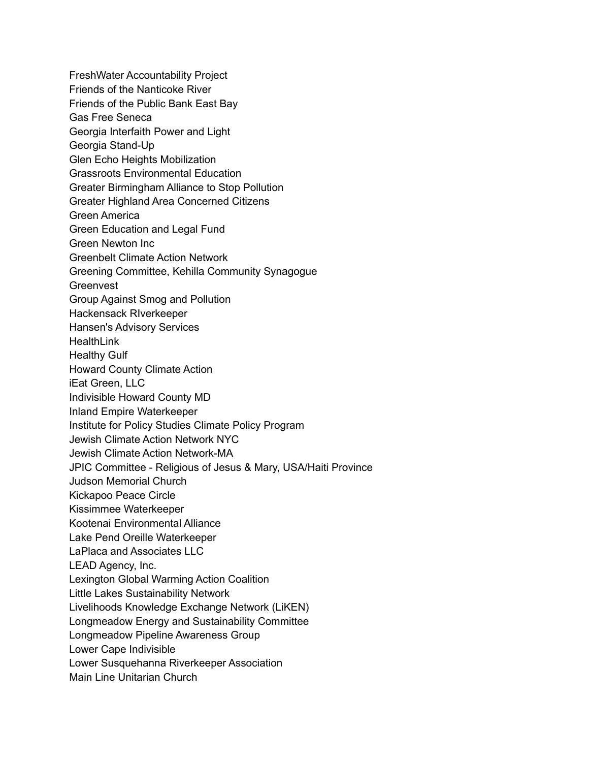FreshWater Accountability Project
Friends of the Nanticoke River
Friends of the Public Bank East Bay
Gas Free Seneca
Georgia Interfaith Power and Light
Georgia Stand-Up
Glen Echo Heights Mobilization
Grassroots Environmental Education
Greater Birmingham Alliance to Stop Pollution
Greater Highland Area Concerned Citizens
Green America
Green Education and Legal Fund
Green Newton Inc
Greenbelt Climate Action Network
Greening Committee, Kehilla Community Synagogue
Greenvest
Group Against Smog and Pollution
Hackensack RIverkeeper
Hansen's Advisory Services
HealthLink
Healthy Gulf
Howard County Climate Action
iEat Green, LLC
Indivisible Howard County MD
Inland Empire Waterkeeper
Institute for Policy Studies Climate Policy Program
Jewish Climate Action Network NYC
Jewish Climate Action Network-MA
JPIC Committee - Religious of Jesus & Mary, USA/Haiti Province
Judson Memorial Church
Kickapoo Peace Circle
Kissimmee Waterkeeper
Kootenai Environmental Alliance
Lake Pend Oreille Waterkeeper
LaPlaca and Associates LLC
LEAD Agency, Inc.
Lexington Global Warming Action Coalition
Little Lakes Sustainability Network
Livelihoods Knowledge Exchange Network (LiKEN)
Longmeadow Energy and Sustainability Committee
Longmeadow Pipeline Awareness Group
Lower Cape Indivisible
Lower Susquehanna Riverkeeper Association
Main Line Unitarian Church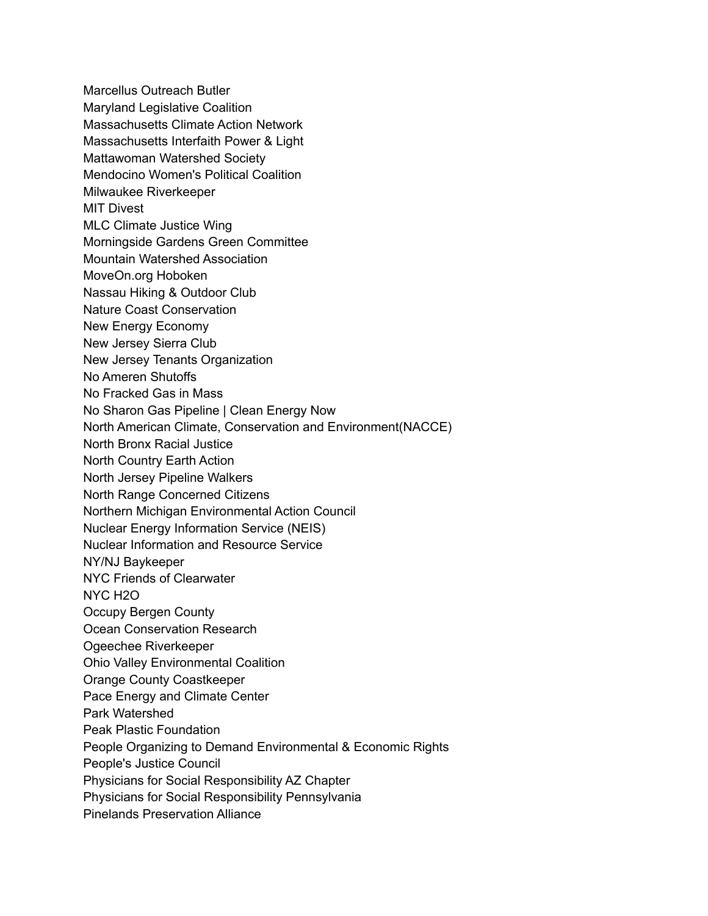Marcellus Outreach Butler
Maryland Legislative Coalition
Massachusetts Climate Action Network
Massachusetts Interfaith Power & Light
Mattawoman Watershed Society
Mendocino Women's Political Coalition
Milwaukee Riverkeeper
MIT Divest
MLC Climate Justice Wing
Morningside Gardens Green Committee
Mountain Watershed Association
MoveOn.org Hoboken
Nassau Hiking & Outdoor Club
Nature Coast Conservation
New Energy Economy
New Jersey Sierra Club
New Jersey Tenants Organization
No Ameren Shutoffs
No Fracked Gas in Mass
No Sharon Gas Pipeline | Clean Energy Now
North American Climate, Conservation and Environment(NACCE)
North Bronx Racial Justice
North Country Earth Action
North Jersey Pipeline Walkers
North Range Concerned Citizens
Northern Michigan Environmental Action Council
Nuclear Energy Information Service (NEIS)
Nuclear Information and Resource Service
NY/NJ Baykeeper
NYC Friends of Clearwater
NYC H2O
Occupy Bergen County
Ocean Conservation Research
Ogeechee Riverkeeper
Ohio Valley Environmental Coalition
Orange County Coastkeeper
Pace Energy and Climate Center
Park Watershed
Peak Plastic Foundation
People Organizing to Demand Environmental & Economic Rights
People's Justice Council
Physicians for Social Responsibility AZ Chapter
Physicians for Social Responsibility Pennsylvania
Pinelands Preservation Alliance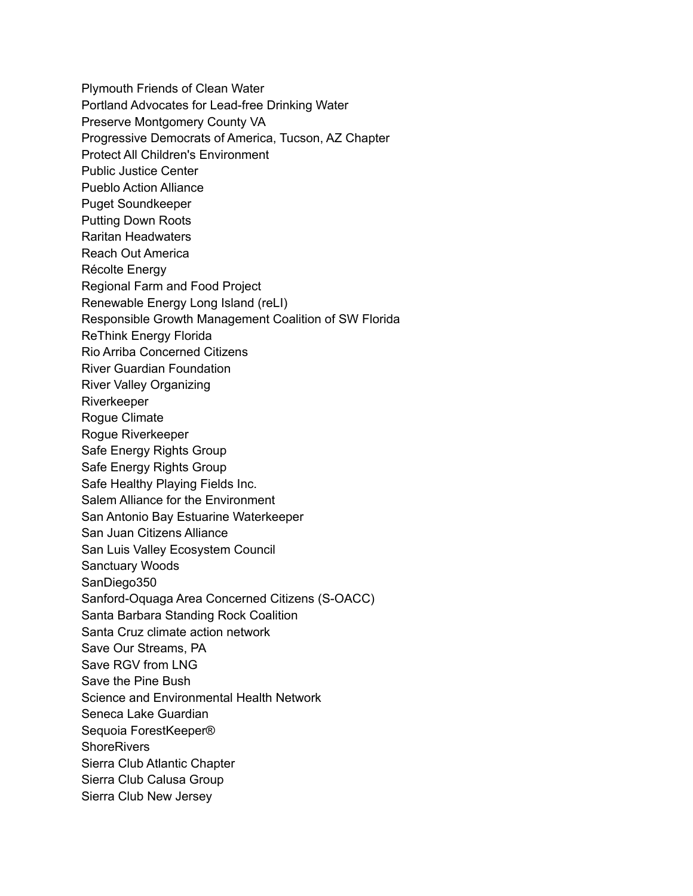Plymouth Friends of Clean Water
Portland Advocates for Lead-free Drinking Water
Preserve Montgomery County VA
Progressive Democrats of America, Tucson, AZ Chapter
Protect All Children's Environment
Public Justice Center
Pueblo Action Alliance
Puget Soundkeeper
Putting Down Roots
Raritan Headwaters
Reach Out America
Récolte Energy
Regional Farm and Food Project
Renewable Energy Long Island (reLI)
Responsible Growth Management Coalition of SW Florida
ReThink Energy Florida
Rio Arriba Concerned Citizens
River Guardian Foundation
River Valley Organizing
Riverkeeper
Rogue Climate
Rogue Riverkeeper
Safe Energy Rights Group
Safe Energy Rights Group
Safe Healthy Playing Fields Inc.
Salem Alliance for the Environment
San Antonio Bay Estuarine Waterkeeper
San Juan Citizens Alliance
San Luis Valley Ecosystem Council
Sanctuary Woods
SanDiego350
Sanford-Oquaga Area Concerned Citizens (S-OACC)
Santa Barbara Standing Rock Coalition
Santa Cruz climate action network
Save Our Streams, PA
Save RGV from LNG
Save the Pine Bush
Science and Environmental Health Network
Seneca Lake Guardian
Sequoia ForestKeeper®
ShoreRivers
Sierra Club Atlantic Chapter
Sierra Club Calusa Group
Sierra Club New Jersey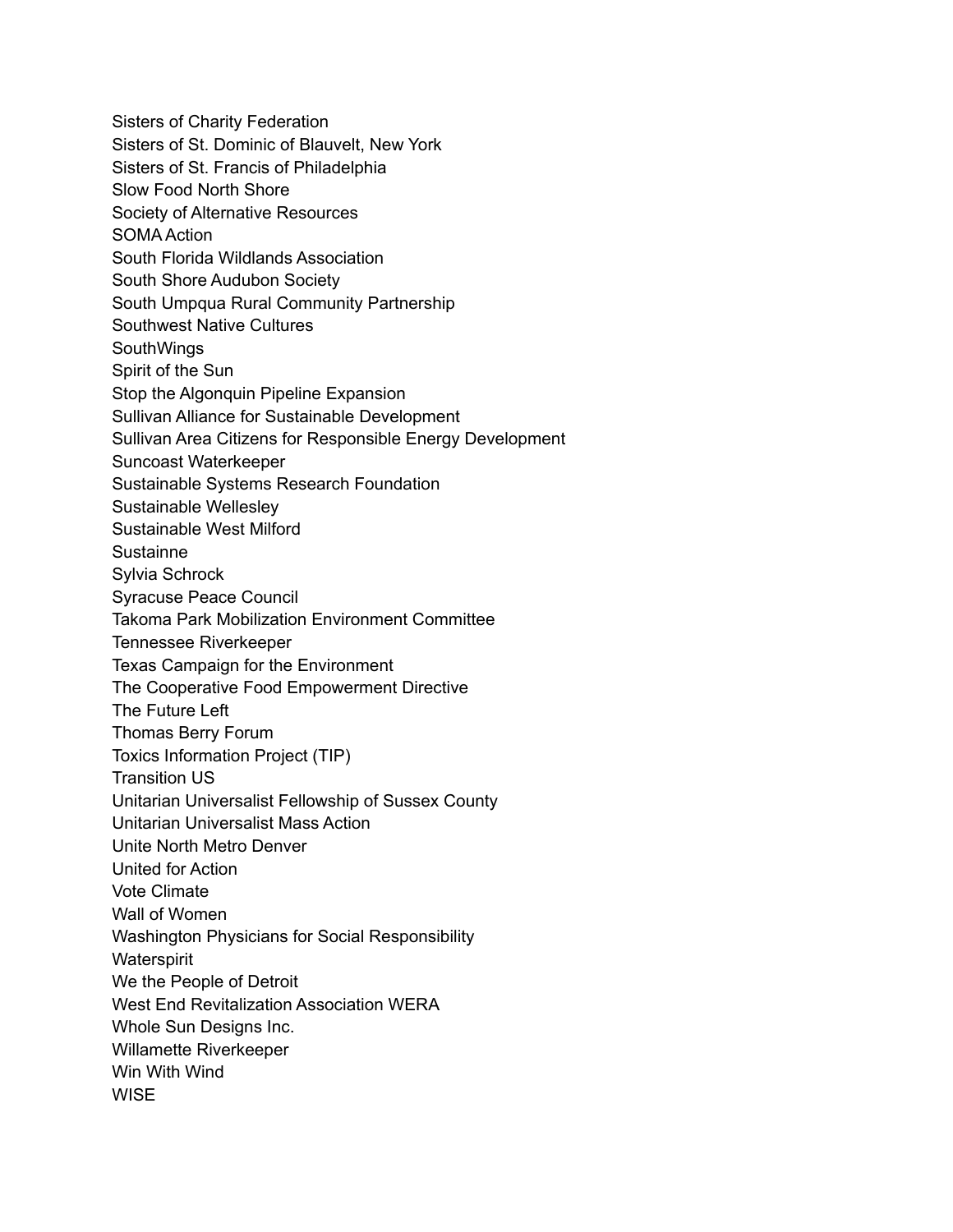Sisters of Charity Federation
Sisters of St. Dominic of Blauvelt, New York
Sisters of St. Francis of Philadelphia
Slow Food North Shore
Society of Alternative Resources
SOMA Action
South Florida Wildlands Association
South Shore Audubon Society
South Umpqua Rural Community Partnership
Southwest Native Cultures
SouthWings
Spirit of the Sun
Stop the Algonquin Pipeline Expansion
Sullivan Alliance for Sustainable Development
Sullivan Area Citizens for Responsible Energy Development
Suncoast Waterkeeper
Sustainable Systems Research Foundation
Sustainable Wellesley
Sustainable West Milford
Sustainne
Sylvia Schrock
Syracuse Peace Council
Takoma Park Mobilization Environment Committee
Tennessee Riverkeeper
Texas Campaign for the Environment
The Cooperative Food Empowerment Directive
The Future Left
Thomas Berry Forum
Toxics Information Project (TIP)
Transition US
Unitarian Universalist Fellowship of Sussex County
Unitarian Universalist Mass Action
Unite North Metro Denver
United for Action
Vote Climate
Wall of Women
Washington Physicians for Social Responsibility
Waterspirit
We the People of Detroit
West End Revitalization Association WERA
Whole Sun Designs Inc.
Willamette Riverkeeper
Win With Wind
WISE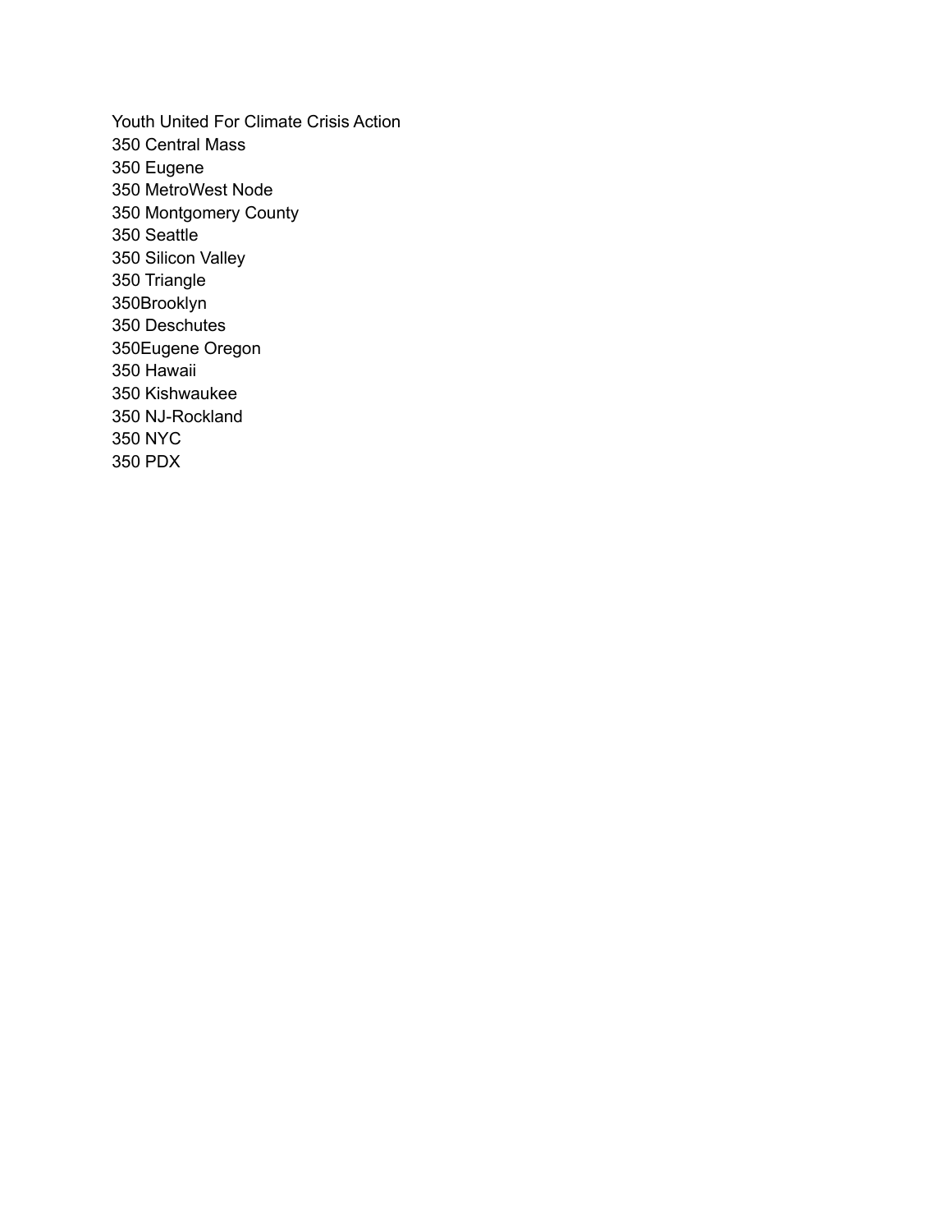Youth United For Climate Crisis Action
350 Central Mass
350 Eugene
350 MetroWest Node
350 Montgomery County
350 Seattle
350 Silicon Valley
350 Triangle
350Brooklyn
350 Deschutes
350Eugene Oregon
350 Hawaii
350 Kishwaukee
350 NJ-Rockland
350 NYC
350 PDX